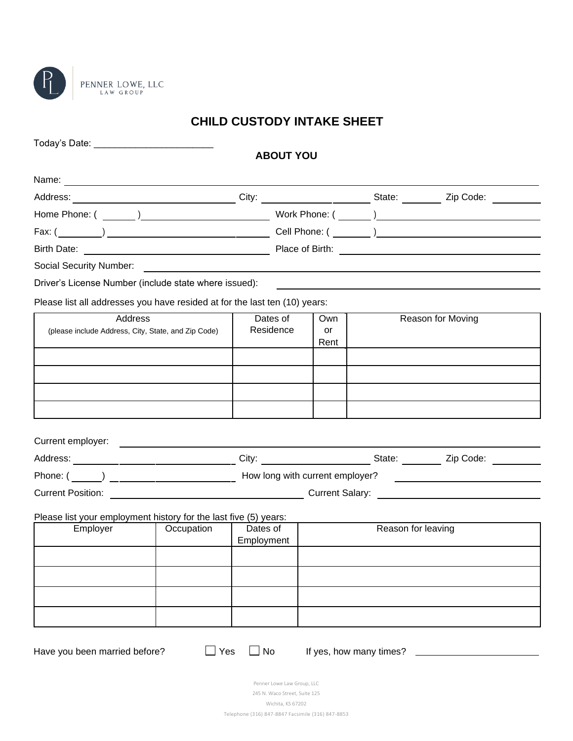PENNER LOWE, LLC
LAW GROUP

# CHILD CUSTODY INTAKE SHEET

Today's Date: ______________________

## ABOUT YOU

Name: ______________________________________________

Address: ______________________ City: ______________ State: ________ Zip Code: ________

Home Phone: ( ______ ) ______________________ Work Phone: ( ______ ) ______________________

Fax: ( ________ ) ______________________ Cell Phone: ( _______ ) ______________________

Birth Date: ______________________ Place of Birth: ______________________

Social Security Number: ______________________________________________

Driver's License Number (include state where issued): ______________________________

Please list all addresses you have resided at for the last ten (10) years:

| Address (please include Address, City, State, and Zip Code) | Dates of Residence | Own or Rent | Reason for Moving |
|---|---|---|---|
| | | | |
| | | | |
| | | | |
| | | | |

Current employer: ______________________________________________

Address: ______________________ City: ______________ State: ________ Zip Code: ________

Phone: ( ______ ) ______________________ How long with current employer? ______________________

Current Position: ______________________ Current Salary: ______________________

Please list your employment history for the last five (5) years:

| Employer | Occupation | Dates of Employment | Reason for leaving |
|---|---|---|---|
| | | | |
| | | | |
| | | | |
| | | | |

Have you been married before? ☐ Yes ☐ No If yes, how many times? ______________________

Penner Lowe Law Group, LLC
245 N. Waco Street, Suite 125
Wichita, KS 67202
Telephone (316) 847-8847 Facsimile (316) 847-8853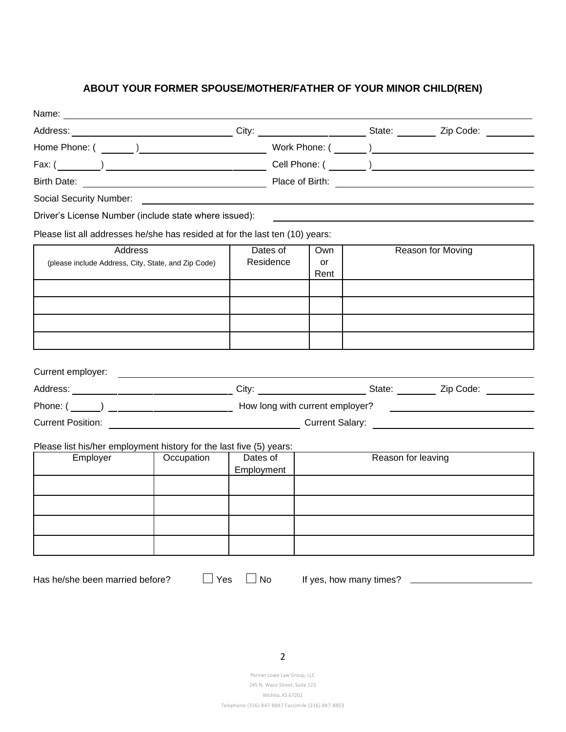## ABOUT YOUR FORMER SPOUSE/MOTHER/FATHER OF YOUR MINOR CHILD(REN)

Name: ______________________________________________

Address: ______________________ City: ______________ State: ________ Zip Code: ________

Home Phone: ( ______ ) ______________________ Work Phone: ( ______ ) ______________________

Fax: ( ________ ) ______________________ Cell Phone: ( _______ ) ______________________

Birth Date: ______________________ Place of Birth: ______________________

Social Security Number: ______________________________________________

Driver's License Number (include state where issued): ______________________

Please list all addresses he/she has resided at for the last ten (10) years:

| Address (please include Address, City, State, and Zip Code) | Dates of Residence | Own or Rent | Reason for Moving |
|---|---|---|---|
| | | | |
| | | | |
| | | | |
| | | | |

Current employer: ______________________________________________

Address: ______________________ City: ______________ State: ________ Zip Code: ________

Phone: ( ______ ) ______________________ How long with current employer? ______________________

Current Position: ______________________ Current Salary: ______________________

Please list his/her employment history for the last five (5) years:

| Employer | Occupation | Dates of Employment | Reason for leaving |
|---|---|---|---|
| | | | |
| | | | |
| | | | |
| | | | |

Has he/she been married before? ☐ Yes ☐ No If yes, how many times? ______________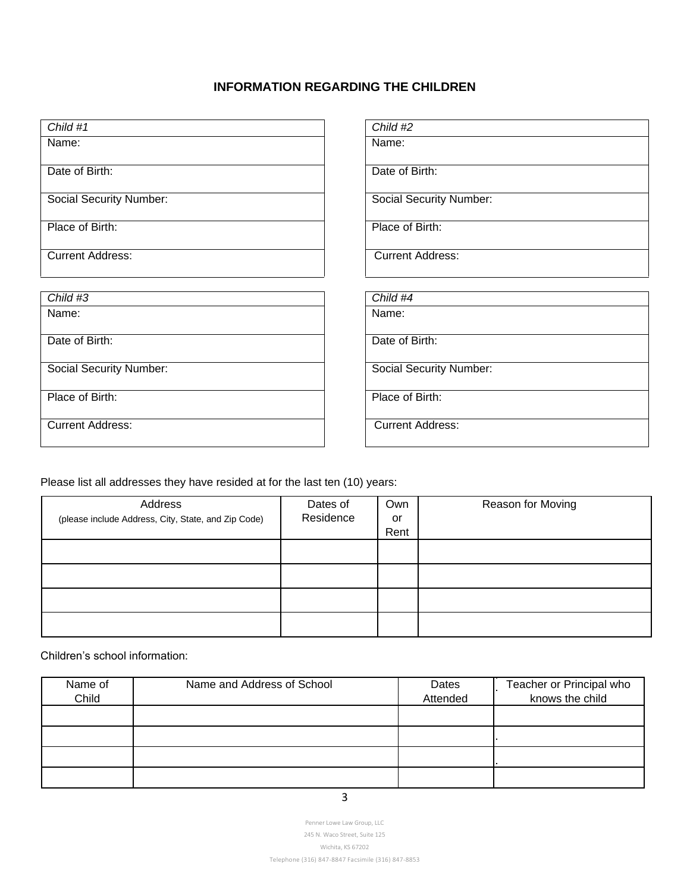## INFORMATION REGARDING THE CHILDREN

| *Child #1* |
| --- |
| Name: |
| Date of Birth: |
| Social Security Number: |
| Place of Birth: |
| Current Address: |

| *Child #2* |
| --- |
| Name: |
| Date of Birth: |
| Social Security Number: |
| Place of Birth: |
| Current Address: |

| *Child #3* |
| --- |
| Name: |
| Date of Birth: |
| Social Security Number: |
| Place of Birth: |
| Current Address: |

| *Child #4* |
| --- |
| Name: |
| Date of Birth: |
| Social Security Number: |
| Place of Birth: |
| Current Address: |

Please list all addresses they have resided at for the last ten (10) years:

| Address (please include Address, City, State, and Zip Code) | Dates of Residence | Own or Rent | Reason for Moving |
| --- | --- | --- | --- |
| | | | |
| | | | |
| | | | |
| | | | |

Children's school information:

| Name of Child | Name and Address of School | Dates Attended | Teacher or Principal who knows the child |
| --- | --- | --- | --- |
| | | | |
| | | | |
| | | | |
| | | | |

Penner Lowe Law Group, LLC
245 N. Waco Street, Suite 125
Wichita, KS 67202
Telephone (316) 847-8847 Facsimile (316) 847-8853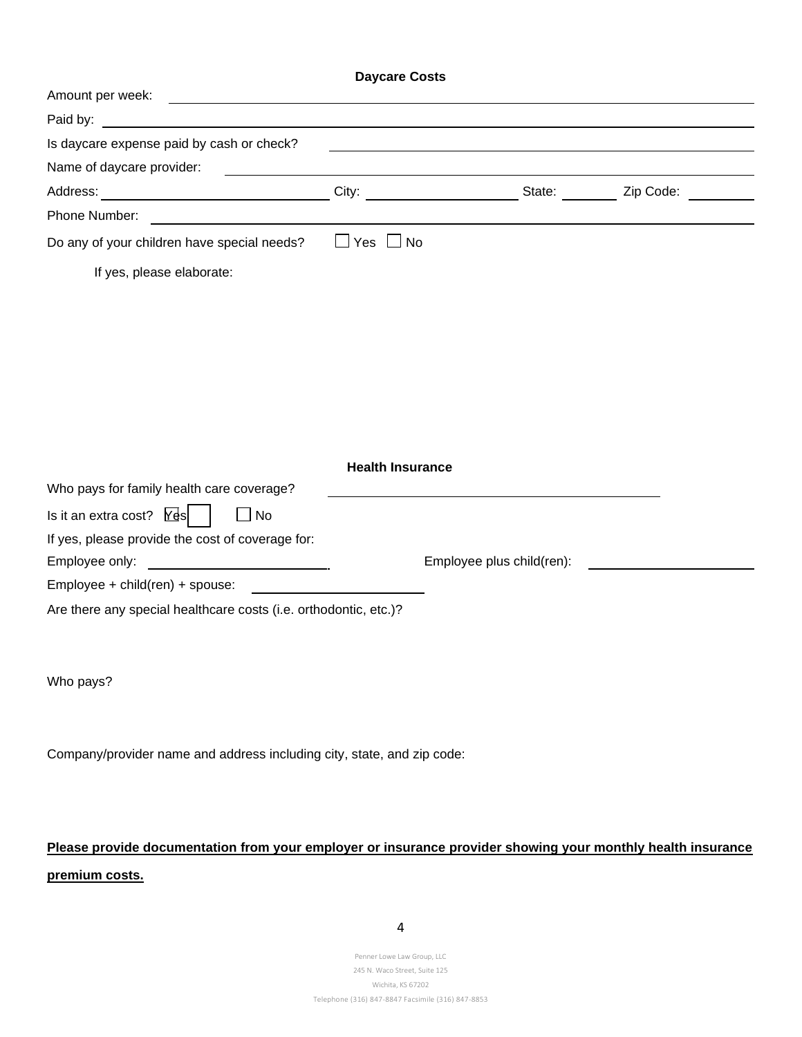### Daycare Costs

Amount per week: ______________________________

Paid by: ______________________________

Is daycare expense paid by cash or check? ______________________________

Name of daycare provider: ______________________________

Address: ______________ City: ______________ State: ________ Zip Code: ________

Phone Number: ______________________________

Do any of your children have special needs? ☐ Yes ☐ No

If yes, please elaborate:

### Health Insurance

Who pays for family health care coverage? ______________________________

Is it an extra cost? ☐ Yes ☐ No

If yes, please provide the cost of coverage for:

Employee only: ______________ Employee plus child(ren): ______________

Employee + child(ren) + spouse: ______________

Are there any special healthcare costs (i.e. orthodontic, etc.)?

Who pays?

Company/provider name and address including city, state, and zip code:

**Please provide documentation from your employer or insurance provider showing your monthly health insurance premium costs.**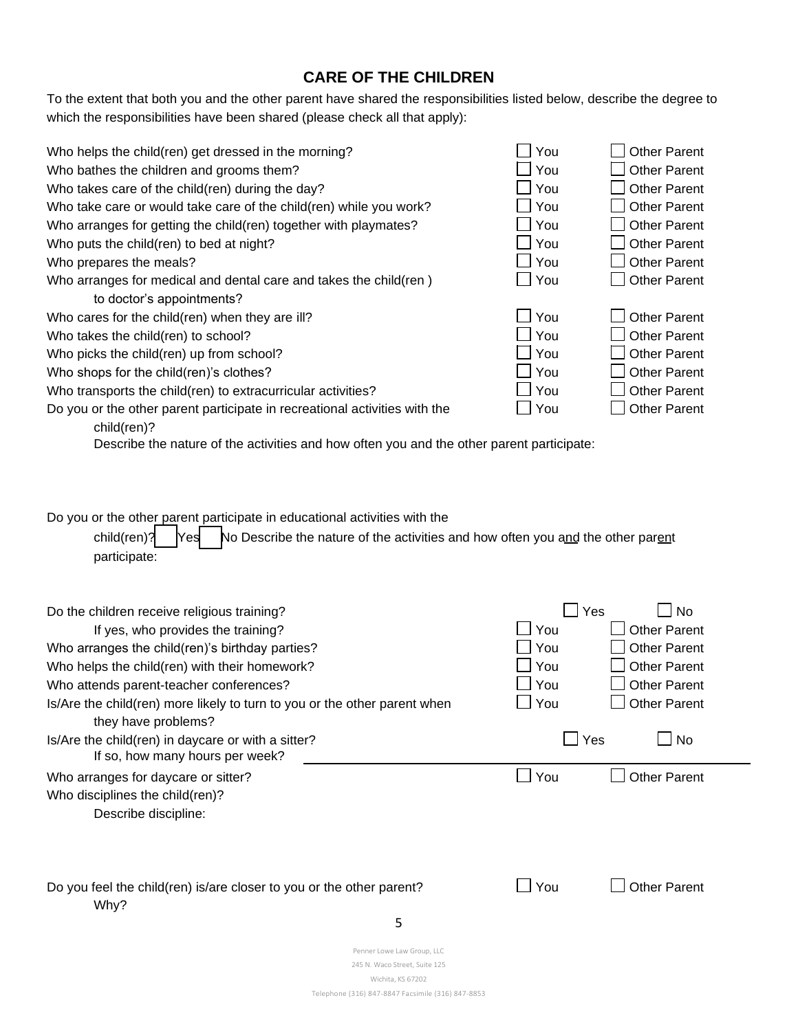## CARE OF THE CHILDREN

To the extent that both you and the other parent have shared the responsibilities listed below, describe the degree to which the responsibilities have been shared (please check all that apply):

| | | |
|---|---|---|
| Who helps the child(ren) get dressed in the morning? | ☐ You | ☐ Other Parent |
| Who bathes the children and grooms them? | ☐ You | ☐ Other Parent |
| Who takes care of the child(ren) during the day? | ☐ You | ☐ Other Parent |
| Who take care or would take care of the child(ren) while you work? | ☐ You | ☐ Other Parent |
| Who arranges for getting the child(ren) together with playmates? | ☐ You | ☐ Other Parent |
| Who puts the child(ren) to bed at night? | ☐ You | ☐ Other Parent |
| Who prepares the meals? | ☐ You | ☐ Other Parent |
| Who arranges for medical and dental care and takes the child(ren ) to doctor's appointments? | ☐ You | ☐ Other Parent |
| Who cares for the child(ren) when they are ill? | ☐ You | ☐ Other Parent |
| Who takes the child(ren) to school? | ☐ You | ☐ Other Parent |
| Who picks the child(ren) up from school? | ☐ You | ☐ Other Parent |
| Who shops for the child(ren)'s clothes? | ☐ You | ☐ Other Parent |
| Who transports the child(ren) to extracurricular activities? | ☐ You | ☐ Other Parent |
| Do you or the other parent participate in recreational activities with the child(ren)? | ☐ You | ☐ Other Parent |

Describe the nature of the activities and how often you and the other parent participate:

Do you or the other parent participate in educational activities with the child(ren)? ☐ Yes ☐ No Describe the nature of the activities and how often you and the other parent participate:

| | | |
|---|---|---|
| Do the children receive religious training? | ☐ Yes | ☐ No |
| If yes, who provides the training? | ☐ You | ☐ Other Parent |
| Who arranges the child(ren)'s birthday parties? | ☐ You | ☐ Other Parent |
| Who helps the child(ren) with their homework? | ☐ You | ☐ Other Parent |
| Who attends parent-teacher conferences? | ☐ You | ☐ Other Parent |
| Is/Are the child(ren) more likely to turn to you or the other parent when they have problems? | ☐ You | ☐ Other Parent |
| Is/Are the child(ren) in daycare or with a sitter? | ☐ Yes | ☐ No |

If so, how many hours per week? ______________________________

| | | |
|---|---|---|
| Who arranges for daycare or sitter? | ☐ You | ☐ Other Parent |

Who disciplines the child(ren)?

Describe discipline:

| | | |
|---|---|---|
| Do you feel the child(ren) is/are closer to you or the other parent? | ☐ You | ☐ Other Parent |

Why?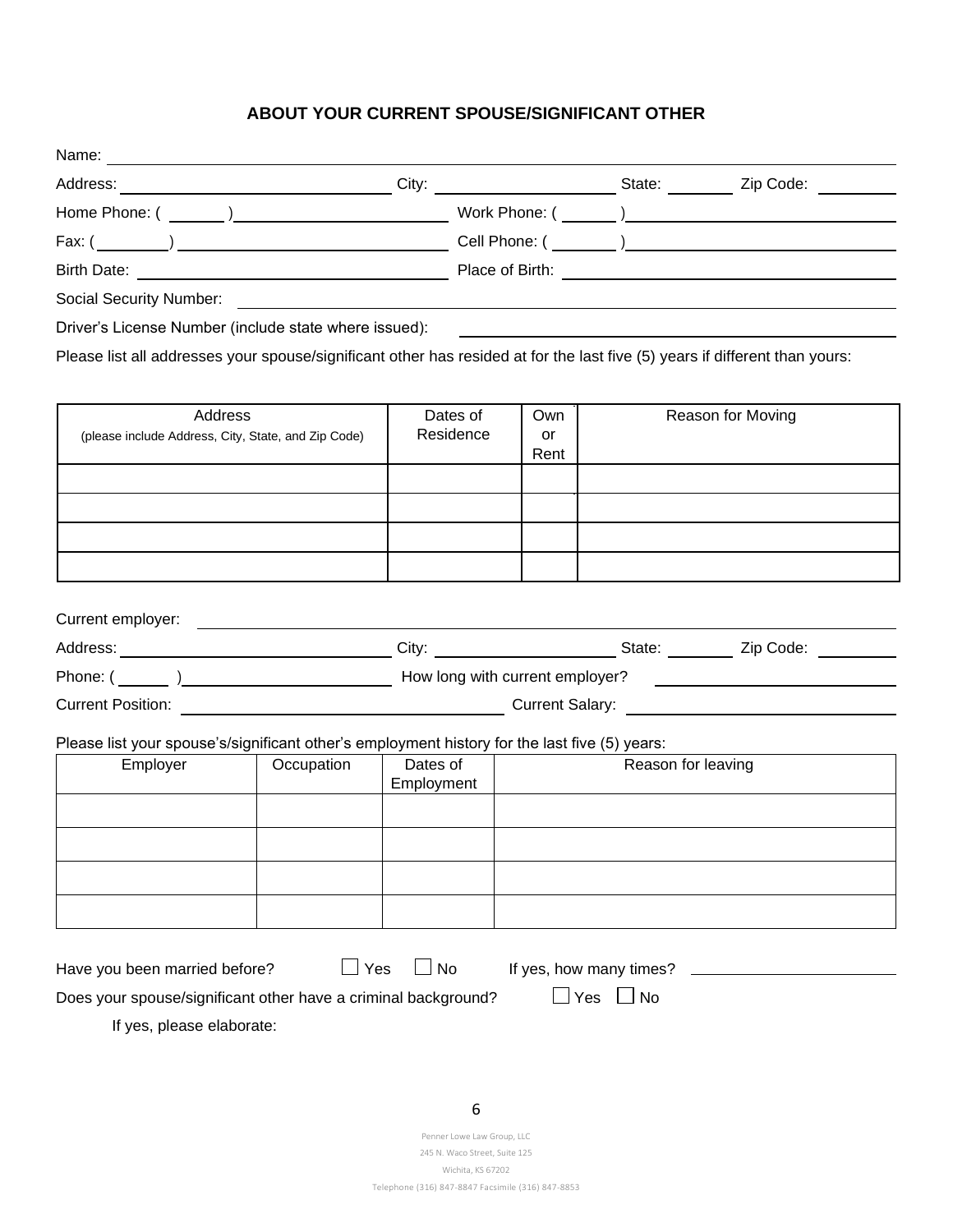## ABOUT YOUR CURRENT SPOUSE/SIGNIFICANT OTHER

Name: \_\_\_\_\_\_\_\_\_\_\_\_\_\_\_\_\_\_\_\_\_\_\_\_\_\_\_\_\_\_\_\_\_\_\_\_\_\_\_\_

Address: \_\_\_\_\_\_\_\_\_\_\_\_\_\_\_\_\_\_\_\_ City: \_\_\_\_\_\_\_\_\_\_\_\_\_\_ State: \_\_\_\_\_\_ Zip Code: \_\_\_\_\_\_

Home Phone: ( \_\_\_\_\_ ) \_\_\_\_\_\_\_\_\_\_\_\_\_\_\_\_ Work Phone: ( \_\_\_\_\_ ) \_\_\_\_\_\_\_\_\_\_\_\_\_\_\_\_

Fax: ( \_\_\_\_\_ ) \_\_\_\_\_\_\_\_\_\_\_\_\_\_\_\_ Cell Phone: ( \_\_\_\_\_ ) \_\_\_\_\_\_\_\_\_\_\_\_\_\_\_\_

Birth Date: \_\_\_\_\_\_\_\_\_\_\_\_\_\_\_\_\_\_\_\_ Place of Birth: \_\_\_\_\_\_\_\_\_\_\_\_\_\_\_\_\_\_\_\_

Social Security Number: \_\_\_\_\_\_\_\_\_\_\_\_\_\_\_\_\_\_\_\_\_\_\_\_\_\_\_\_\_\_\_\_\_\_\_\_\_\_\_\_

Driver's License Number (include state where issued): \_\_\_\_\_\_\_\_\_\_\_\_\_\_\_\_\_\_\_\_\_\_\_\_\_\_\_\_\_\_

Please list all addresses your spouse/significant other has resided at for the last five (5) years if different than yours:

| Address (please include Address, City, State, and Zip Code) | Dates of Residence | Own or Rent | Reason for Moving |
|---|---|---|---|
| | | | |
| | | | |
| | | | |
| | | | |

Current employer: \_\_\_\_\_\_\_\_\_\_\_\_\_\_\_\_\_\_\_\_\_\_\_\_\_\_\_\_\_\_\_\_\_\_\_\_\_\_\_\_

Address: \_\_\_\_\_\_\_\_\_\_\_\_\_\_\_\_\_\_\_\_ City: \_\_\_\_\_\_\_\_\_\_\_\_\_\_ State: \_\_\_\_\_\_ Zip Code: \_\_\_\_\_\_

Phone: ( \_\_\_\_\_ ) \_\_\_\_\_\_\_\_\_\_\_\_\_\_\_\_ How long with current employer? \_\_\_\_\_\_\_\_\_\_\_\_\_\_\_\_

Current Position: \_\_\_\_\_\_\_\_\_\_\_\_\_\_\_\_\_\_\_\_ Current Salary: \_\_\_\_\_\_\_\_\_\_\_\_\_\_\_\_\_\_\_\_

Please list your spouse's/significant other's employment history for the last five (5) years:

| Employer | Occupation | Dates of Employment | Reason for leaving |
|---|---|---|---|
| | | | |
| | | | |
| | | | |
| | | | |

Have you been married before? ☐ Yes ☐ No If yes, how many times? \_\_\_\_\_\_\_\_\_\_\_\_\_\_\_\_

Does your spouse/significant other have a criminal background? ☐ Yes ☐ No

If yes, please elaborate:

Penner Lowe Law Group, LLC
245 N. Waco Street, Suite 125
Wichita, KS 67202
Telephone (316) 847-8847 Facsimile (316) 847-8853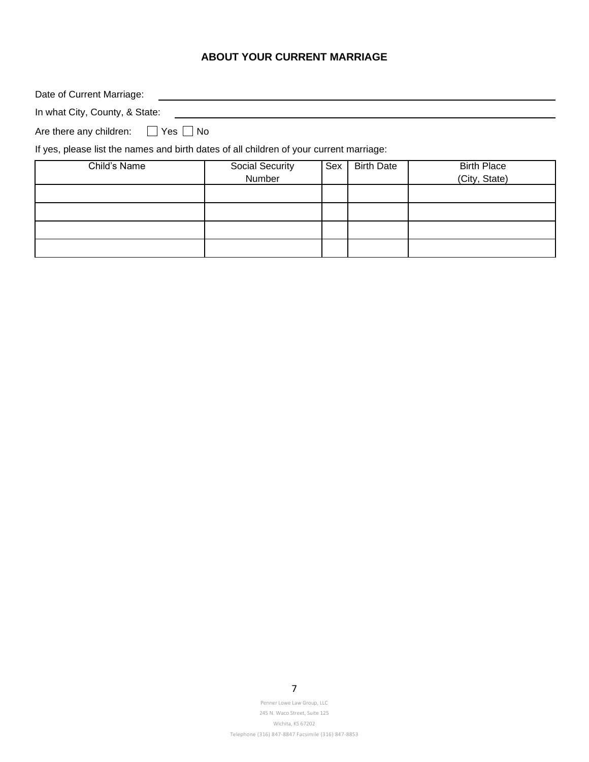## ABOUT YOUR CURRENT MARRIAGE

Date of Current Marriage: ______________________________

In what City, County, & State: ______________________________

Are there any children: ☐ Yes ☐ No

If yes, please list the names and birth dates of all children of your current marriage:

| Child's Name | Social Security Number | Sex | Birth Date | Birth Place (City, State) |
|---|---|---|---|---|
| | | | | |
| | | | | |
| | | | | |
| | | | | |

Penner Lowe Law Group, LLC
245 N. Waco Street, Suite 125
Wichita, KS 67202
Telephone (316) 847-8847 Facsimile (316) 847-8853